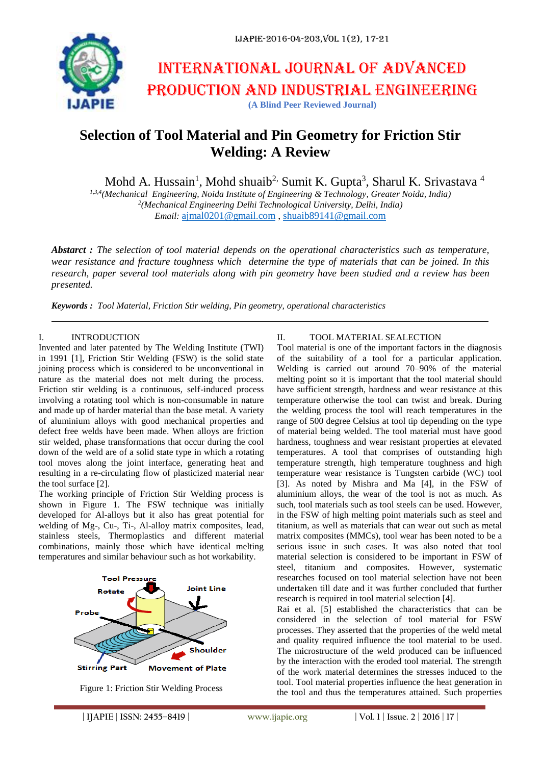# Selection of Tool Material and Pin Geometry for Friction Stir Welding: A Review

Mohd A. Hussain[1], Mohd shuaib[2], Sumit K. Gupta[3], Sharul K. Srivastava [4]

[1,3,4](*Mechanical Engineering, Noida Institute of Engineering & Technology, Greater Noida, India*)
[2](*Mechanical Engineering Delhi Technological University, Delhi, India*)
*Email:* ajmal0201@gmail.com , shuaib89141@gmail.com

***Abstarct :*** *The selection of tool material depends on the operational characteristics such as temperature, wear resistance and fracture toughness which determine the type of materials that can be joined. In this research, paper several tool materials along with pin geometry have been studied and a review has been presented.*

***Keywords :*** *Tool Material, Friction Stir welding, Pin geometry, operational characteristics*

## I. INTRODUCTION

Invented and later patented by The Welding Institute (TWI) in 1991 [1], Friction Stir Welding (FSW) is the solid state joining process which is considered to be unconventional in nature as the material does not melt during the process. Friction stir welding is a continuous, self-induced process involving a rotating tool which is non-consumable in nature and made up of harder material than the base metal. A variety of aluminium alloys with good mechanical properties and defect free welds have been made. When alloys are friction stir welded, phase transformations that occur during the cool down of the weld are of a solid state type in which a rotating tool moves along the joint interface, generating heat and resulting in a re-circulating flow of plasticized material near the tool surface [2].

The working principle of Friction Stir Welding process is shown in Figure 1. The FSW technique was initially developed for Al-alloys but it also has great potential for welding of Mg-, Cu-, Ti-, Al-alloy matrix composites, lead, stainless steels, Thermoplastics and different material combinations, mainly those which have identical melting temperatures and similar behaviour such as hot workability.

Figure 1: Friction Stir Welding Process

## II. TOOL MATERIAL SEALECTION

Tool material is one of the important factors in the diagnosis of the suitability of a tool for a particular application. Welding is carried out around 70–90% of the material melting point so it is important that the tool material should have sufficient strength, hardness and wear resistance at this temperature otherwise the tool can twist and break. During the welding process the tool will reach temperatures in the range of 500 degree Celsius at tool tip depending on the type of material being welded. The tool material must have good hardness, toughness and wear resistant properties at elevated temperatures. A tool that comprises of outstanding high temperature strength, high temperature toughness and high temperature wear resistance is Tungsten carbide (WC) tool [3]. As noted by Mishra and Ma [4], in the FSW of aluminium alloys, the wear of the tool is not as much. As such, tool materials such as tool steels can be used. However, in the FSW of high melting point materials such as steel and titanium, as well as materials that can wear out such as metal matrix composites (MMCs), tool wear has been noted to be a serious issue in such cases. It was also noted that tool material selection is considered to be important in FSW of steel, titanium and composites. However, systematic researches focused on tool material selection have not been undertaken till date and it was further concluded that further research is required in tool material selection [4].

Rai et al. [5] established the characteristics that can be considered in the selection of tool material for FSW processes. They asserted that the properties of the weld metal and quality required influence the tool material to be used. The microstructure of the weld produced can be influenced by the interaction with the eroded tool material. The strength of the work material determines the stresses induced to the tool. Tool material properties influence the heat generation in the tool and thus the temperatures attained. Such properties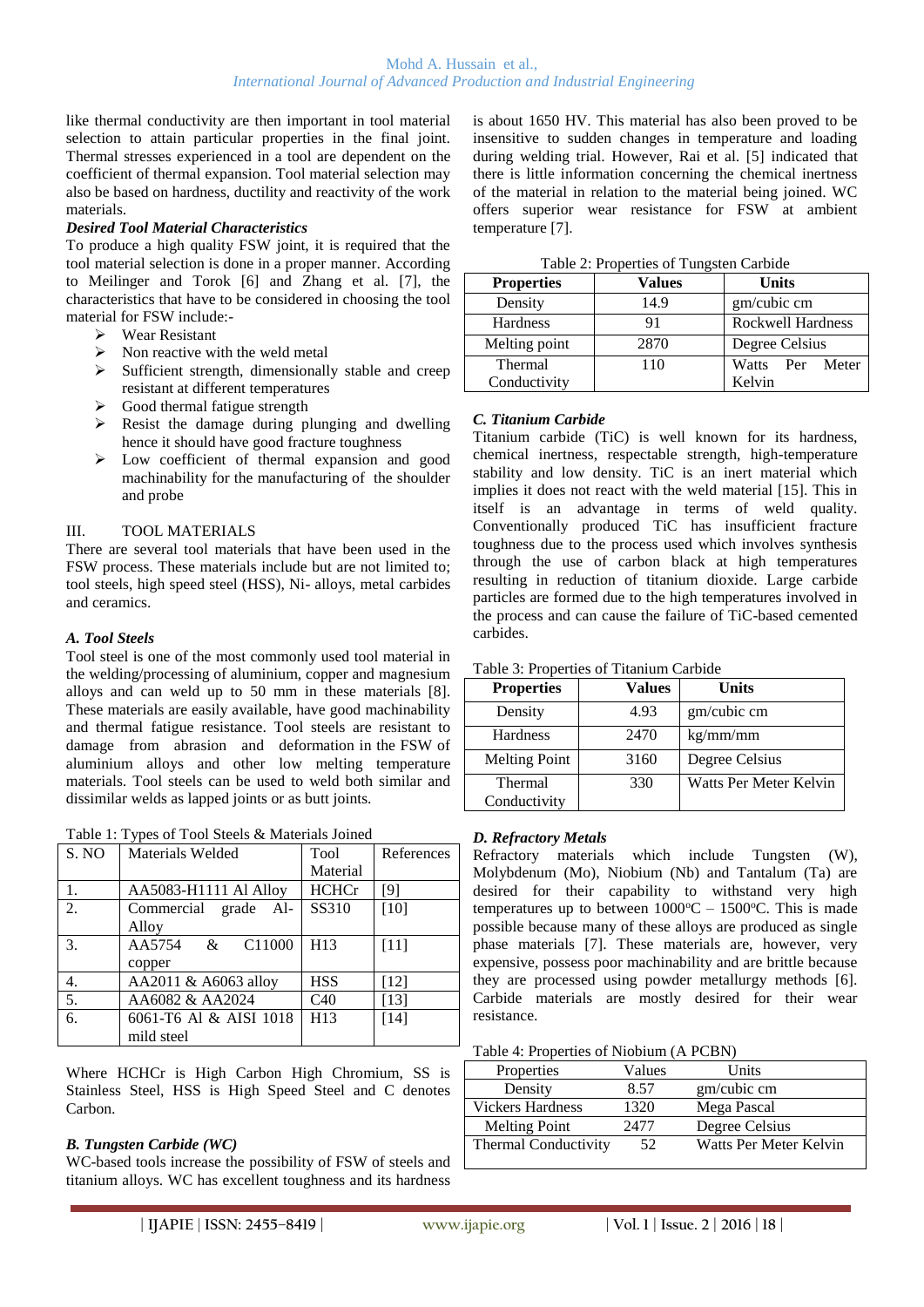like thermal conductivity are then important in tool material selection to attain particular properties in the final joint. Thermal stresses experienced in a tool are dependent on the coefficient of thermal expansion. Tool material selection may also be based on hardness, ductility and reactivity of the work materials.

***Desired Tool Material Characteristics***

To produce a high quality FSW joint, it is required that the tool material selection is done in a proper manner. According to Meilinger and Torok [6] and Zhang et al. [7], the characteristics that have to be considered in choosing the tool material for FSW include:-

- Wear Resistant
- Non reactive with the weld metal
- Sufficient strength, dimensionally stable and creep resistant at different temperatures
- Good thermal fatigue strength
- Resist the damage during plunging and dwelling hence it should have good fracture toughness
- Low coefficient of thermal expansion and good machinability for the manufacturing of the shoulder and probe

## III. TOOL MATERIALS

There are several tool materials that have been used in the FSW process. These materials include but are not limited to; tool steels, high speed steel (HSS), Ni- alloys, metal carbides and ceramics.

### *A. Tool Steels*

Tool steel is one of the most commonly used tool material in the welding/processing of aluminium, copper and magnesium alloys and can weld up to 50 mm in these materials [8]. These materials are easily available, have good machinability and thermal fatigue resistance. Tool steels are resistant to damage from abrasion and deformation in the FSW of aluminium alloys and other low melting temperature materials. Tool steels can be used to weld both similar and dissimilar welds as lapped joints or as butt joints.

Table 1: Types of Tool Steels & Materials Joined

| S. NO | Materials Welded | Tool Material | References |
|---|---|---|---|
| 1. | AA5083-H1111 Al Alloy | HCHCr | [9] |
| 2. | Commercial grade Al-Alloy | SS310 | [10] |
| 3. | AA5754 & C11000 copper | H13 | [11] |
| 4. | AA2011 & A6063 alloy | HSS | [12] |
| 5. | AA6082 & AA2024 | C40 | [13] |
| 6. | 6061-T6 Al & AISI 1018 mild steel | H13 | [14] |

Where HCHCr is High Carbon High Chromium, SS is Stainless Steel, HSS is High Speed Steel and C denotes Carbon.

### *B. Tungsten Carbide (WC)*

WC-based tools increase the possibility of FSW of steels and titanium alloys. WC has excellent toughness and its hardness is about 1650 HV. This material has also been proved to be insensitive to sudden changes in temperature and loading during welding trial. However, Rai et al. [5] indicated that there is little information concerning the chemical inertness of the material in relation to the material being joined. WC offers superior wear resistance for FSW at ambient temperature [7].

Table 2: Properties of Tungsten Carbide

| Properties | Values | Units |
|---|---|---|
| Density | 14.9 | gm/cubic cm |
| Hardness | 91 | Rockwell Hardness |
| Melting point | 2870 | Degree Celsius |
| Thermal Conductivity | 110 | Watts Per Meter Kelvin |

### *C. Titanium Carbide*

Titanium carbide (TiC) is well known for its hardness, chemical inertness, respectable strength, high-temperature stability and low density. TiC is an inert material which implies it does not react with the weld material [15]. This in itself is an advantage in terms of weld quality. Conventionally produced TiC has insufficient fracture toughness due to the process used which involves synthesis through the use of carbon black at high temperatures resulting in reduction of titanium dioxide. Large carbide particles are formed due to the high temperatures involved in the process and can cause the failure of TiC-based cemented carbides.

Table 3: Properties of Titanium Carbide

| Properties | Values | Units |
|---|---|---|
| Density | 4.93 | gm/cubic cm |
| Hardness | 2470 | kg/mm/mm |
| Melting Point | 3160 | Degree Celsius |
| Thermal Conductivity | 330 | Watts Per Meter Kelvin |

### *D. Refractory Metals*

Refractory materials which include Tungsten (W), Molybdenum (Mo), Niobium (Nb) and Tantalum (Ta) are desired for their capability to withstand very high temperatures up to between 1000°C – 1500°C. This is made possible because many of these alloys are produced as single phase materials [7]. These materials are, however, very expensive, possess poor machinability and are brittle because they are processed using powder metallurgy methods [6]. Carbide materials are mostly desired for their wear resistance.

Table 4: Properties of Niobium (A PCBN)

| Properties | Values | Units |
|---|---|---|
| Density | 8.57 | gm/cubic cm |
| Vickers Hardness | 1320 | Mega Pascal |
| Melting Point | 2477 | Degree Celsius |
| Thermal Conductivity | 52 | Watts Per Meter Kelvin |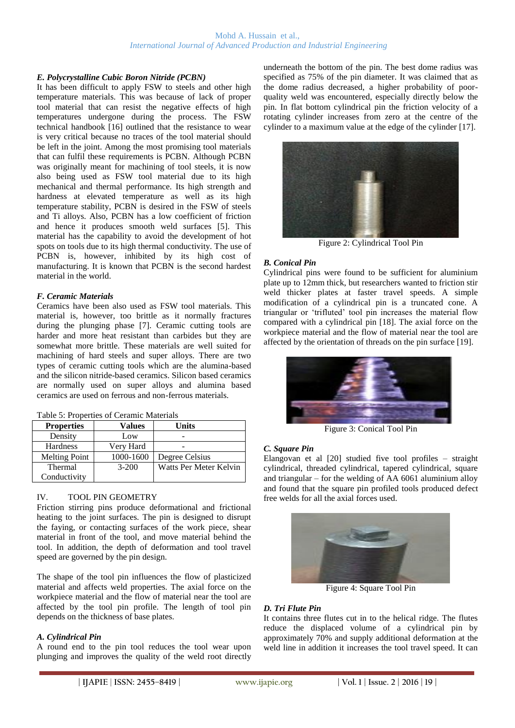### *E. Polycrystalline Cubic Boron Nitride (PCBN)*

It has been difficult to apply FSW to steels and other high temperature materials. This was because of lack of proper tool material that can resist the negative effects of high temperatures undergone during the process. The FSW technical handbook [16] outlined that the resistance to wear is very critical because no traces of the tool material should be left in the joint. Among the most promising tool materials that can fulfil these requirements is PCBN. Although PCBN was originally meant for machining of tool steels, it is now also being used as FSW tool material due to its high mechanical and thermal performance. Its high strength and hardness at elevated temperature as well as its high temperature stability, PCBN is desired in the FSW of steels and Ti alloys. Also, PCBN has a low coefficient of friction and hence it produces smooth weld surfaces [5]. This material has the capability to avoid the development of hot spots on tools due to its high thermal conductivity. The use of PCBN is, however, inhibited by its high cost of manufacturing. It is known that PCBN is the second hardest material in the world.

### *F. Ceramic Materials*

Ceramics have been also used as FSW tool materials. This material is, however, too brittle as it normally fractures during the plunging phase [7]. Ceramic cutting tools are harder and more heat resistant than carbides but they are somewhat more brittle. These materials are well suited for machining of hard steels and super alloys. There are two types of ceramic cutting tools which are the alumina-based and the silicon nitride-based ceramics. Silicon based ceramics are normally used on super alloys and alumina based ceramics are used on ferrous and non-ferrous materials.

Table 5: Properties of Ceramic Materials

| Properties | Values | Units |
| --- | --- | --- |
| Density | Low | - |
| Hardness | Very Hard | - |
| Melting Point | 1000-1600 | Degree Celsius |
| Thermal Conductivity | 3-200 | Watts Per Meter Kelvin |

## IV. TOOL PIN GEOMETRY

Friction stirring pins produce deformational and frictional heating to the joint surfaces. The pin is designed to disrupt the faying, or contacting surfaces of the work piece, shear material in front of the tool, and move material behind the tool. In addition, the depth of deformation and tool travel speed are governed by the pin design.

The shape of the tool pin influences the flow of plasticized material and affects weld properties. The axial force on the workpiece material and the flow of material near the tool are affected by the tool pin profile. The length of tool pin depends on the thickness of base plates.

### *A. Cylindrical Pin*

A round end to the pin tool reduces the tool wear upon plunging and improves the quality of the weld root directly underneath the bottom of the pin. The best dome radius was specified as 75% of the pin diameter. It was claimed that as the dome radius decreased, a higher probability of poor-quality weld was encountered, especially directly below the pin. In flat bottom cylindrical pin the friction velocity of a rotating cylinder increases from zero at the centre of the cylinder to a maximum value at the edge of the cylinder [17].

Figure 2: Cylindrical Tool Pin

### *B. Conical Pin*

Cylindrical pins were found to be sufficient for aluminium plate up to 12mm thick, but researchers wanted to friction stir weld thicker plates at faster travel speeds. A simple modification of a cylindrical pin is a truncated cone. A triangular or 'trifluted' tool pin increases the material flow compared with a cylindrical pin [18]. The axial force on the workpiece material and the flow of material near the tool are affected by the orientation of threads on the pin surface [19].

Figure 3: Conical Tool Pin

### *C. Square Pin*

Elangovan et al [20] studied five tool profiles – straight cylindrical, threaded cylindrical, tapered cylindrical, square and triangular – for the welding of AA 6061 aluminium alloy and found that the square pin profiled tools produced defect free welds for all the axial forces used.

Figure 4: Square Tool Pin

### *D. Tri Flute Pin*

It contains three flutes cut in to the helical ridge. The flutes reduce the displaced volume of a cylindrical pin by approximately 70% and supply additional deformation at the weld line in addition it increases the tool travel speed. It can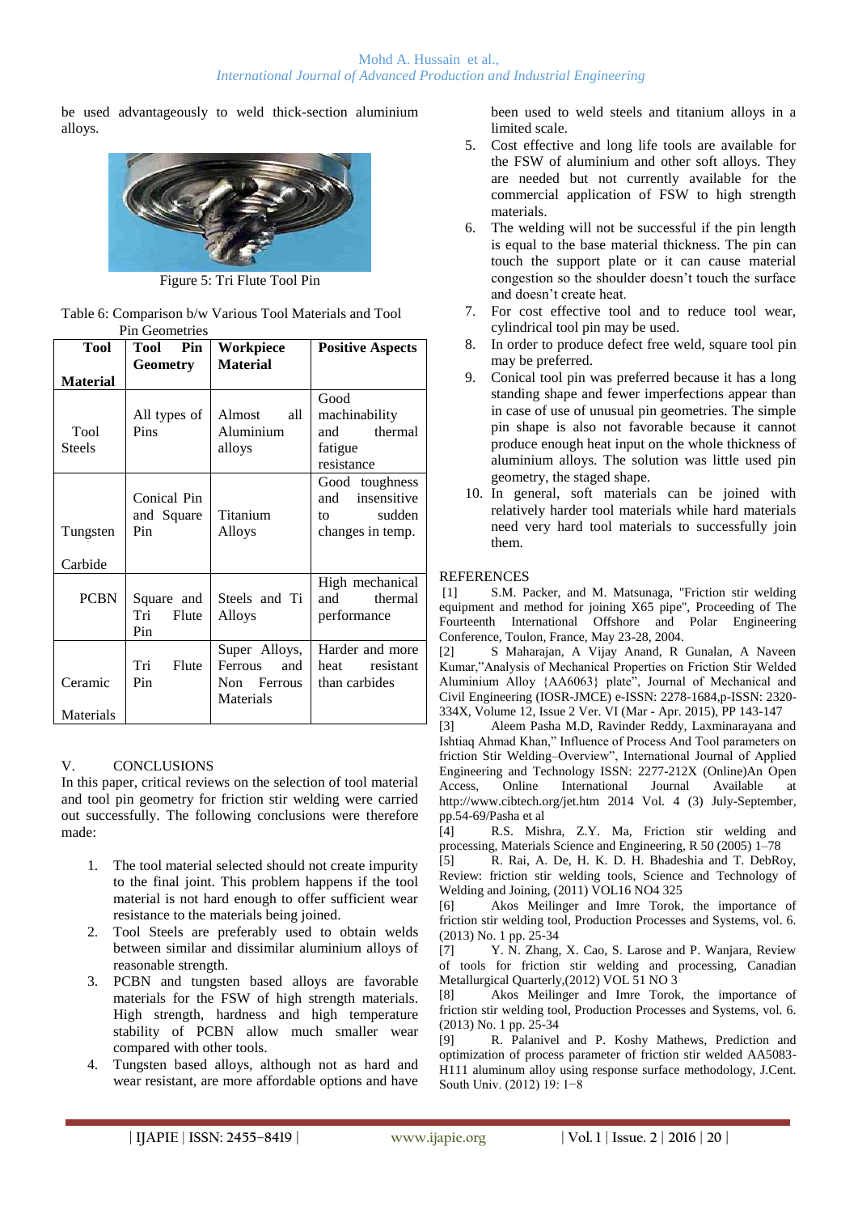be used advantageously to weld thick-section aluminium alloys.

Figure 5: Tri Flute Tool Pin

Table 6: Comparison b/w Various Tool Materials and Tool Pin Geometries

| Tool Material | Tool Pin Geometry | Workpiece Material | Positive Aspects |
|---|---|---|---|
| Tool Steels | All types of Pins | Almost all Aluminium alloys | Good machinability and thermal fatigue resistance |
| Tungsten Carbide | Conical Pin and Square Pin | Titanium Alloys | Good toughness and insensitive to sudden changes in temp. |
| PCBN | Square and Tri Flute Pin | Steels and Ti Alloys | High mechanical and thermal performance |
| Ceramic Materials | Tri Flute Pin | Super Alloys, Ferrous and Non Ferrous Materials | Harder and more heat resistant than carbides |

## V. CONCLUSIONS

In this paper, critical reviews on the selection of tool material and tool pin geometry for friction stir welding were carried out successfully. The following conclusions were therefore made:

1. The tool material selected should not create impurity to the final joint. This problem happens if the tool material is not hard enough to offer sufficient wear resistance to the materials being joined.
2. Tool Steels are preferably used to obtain welds between similar and dissimilar aluminium alloys of reasonable strength.
3. PCBN and tungsten based alloys are favorable materials for the FSW of high strength materials. High strength, hardness and high temperature stability of PCBN allow much smaller wear compared with other tools.
4. Tungsten based alloys, although not as hard and wear resistant, are more affordable options and have been used to weld steels and titanium alloys in a limited scale.
5. Cost effective and long life tools are available for the FSW of aluminium and other soft alloys. They are needed but not currently available for the commercial application of FSW to high strength materials.
6. The welding will not be successful if the pin length is equal to the base material thickness. The pin can touch the support plate or it can cause material congestion so the shoulder doesn't touch the surface and doesn't create heat.
7. For cost effective tool and to reduce tool wear, cylindrical tool pin may be used.
8. In order to produce defect free weld, square tool pin may be preferred.
9. Conical tool pin was preferred because it has a long standing shape and fewer imperfections appear than in case of use of unusual pin geometries. The simple pin shape is also not favorable because it cannot produce enough heat input on the whole thickness of aluminium alloys. The solution was little used pin geometry, the staged shape.
10. In general, soft materials can be joined with relatively harder tool materials while hard materials need very hard tool materials to successfully join them.

## REFERENCES

[1] S.M. Packer, and M. Matsunaga, "Friction stir welding equipment and method for joining X65 pipe", Proceeding of The Fourteenth International Offshore and Polar Engineering Conference, Toulon, France, May 23-28, 2004.

[2] S Maharajan, A Vijay Anand, R Gunalan, A Naveen Kumar,"Analysis of Mechanical Properties on Friction Stir Welded Aluminium Alloy {AA6063} plate", Journal of Mechanical and Civil Engineering (IOSR-JMCE) e-ISSN: 2278-1684,p-ISSN: 2320-334X, Volume 12, Issue 2 Ver. VI (Mar - Apr. 2015), PP 143-147

[3] Aleem Pasha M.D, Ravinder Reddy, Laxminarayana and Ishtiaq Ahmad Khan," Influence of Process And Tool parameters on friction Stir Welding–Overview", International Journal of Applied Engineering and Technology ISSN: 2277-212X (Online)An Open Access, Online International Journal Available at http://www.cibtech.org/jet.htm 2014 Vol. 4 (3) July-September, pp.54-69/Pasha et al

[4] R.S. Mishra, Z.Y. Ma, Friction stir welding and processing, Materials Science and Engineering, R 50 (2005) 1–78

[5] R. Rai, A. De, H. K. D. H. Bhadeshia and T. DebRoy, Review: friction stir welding tools, Science and Technology of Welding and Joining, (2011) VOL16 NO4 325

[6] Akos Meilinger and Imre Torok, the importance of friction stir welding tool, Production Processes and Systems, vol. 6. (2013) No. 1 pp. 25-34

[7] Y. N. Zhang, X. Cao, S. Larose and P. Wanjara, Review of tools for friction stir welding and processing, Canadian Metallurgical Quarterly,(2012) VOL 51 NO 3

[8] Akos Meilinger and Imre Torok, the importance of friction stir welding tool, Production Processes and Systems, vol. 6. (2013) No. 1 pp. 25-34

[9] R. Palanivel and P. Koshy Mathews, Prediction and optimization of process parameter of friction stir welded AA5083-H111 aluminum alloy using response surface methodology, J.Cent. South Univ. (2012) 19: 1−8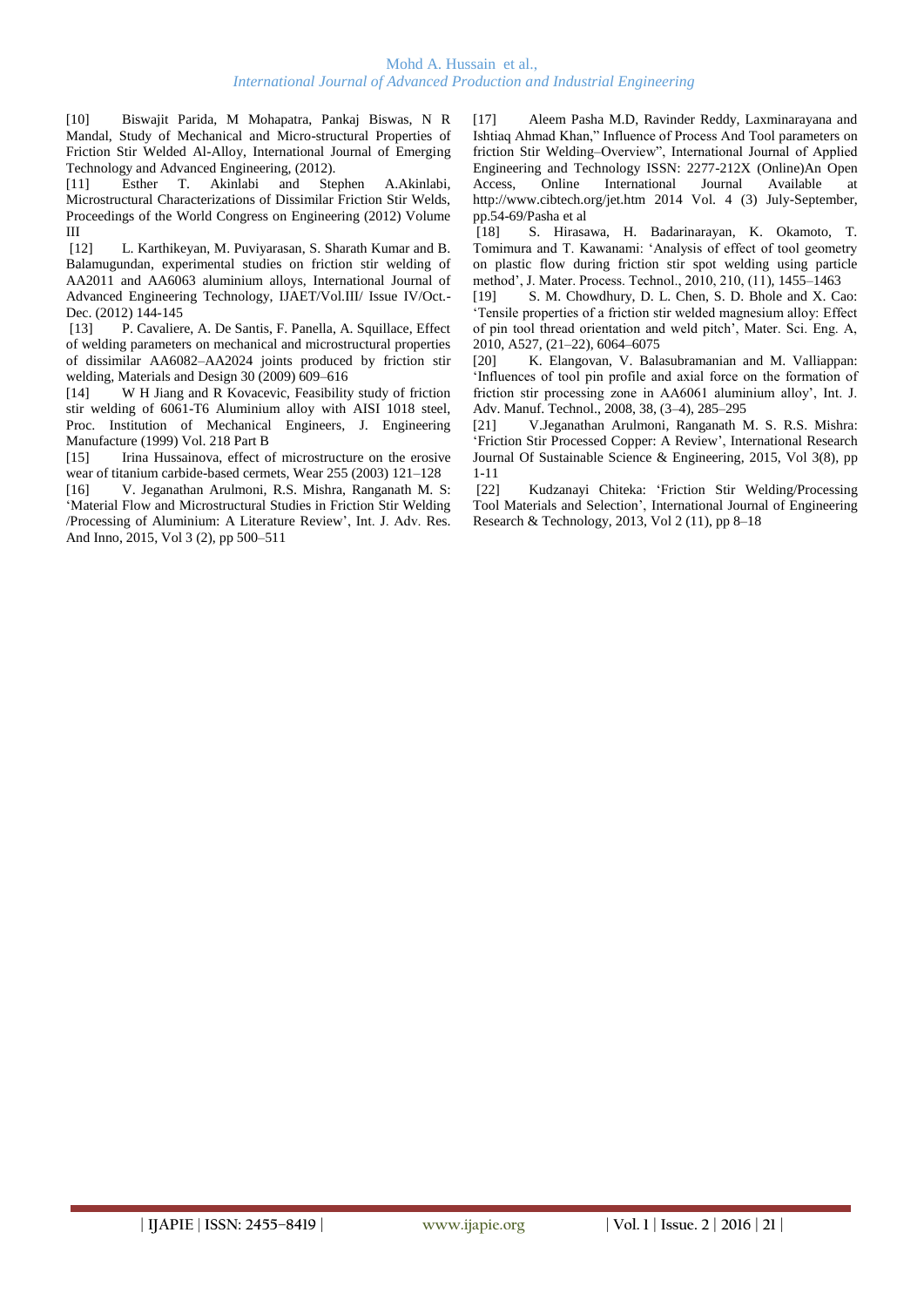[10] Biswajit Parida, M Mohapatra, Pankaj Biswas, N R Mandal, Study of Mechanical and Micro-structural Properties of Friction Stir Welded Al-Alloy, International Journal of Emerging Technology and Advanced Engineering, (2012).

[11] Esther T. Akinlabi and Stephen A.Akinlabi, Microstructural Characterizations of Dissimilar Friction Stir Welds, Proceedings of the World Congress on Engineering (2012) Volume III

[12] L. Karthikeyan, M. Puviyarasan, S. Sharath Kumar and B. Balamugundan, experimental studies on friction stir welding of AA2011 and AA6063 aluminium alloys, International Journal of Advanced Engineering Technology, IJAET/Vol.III/ Issue IV/Oct.-Dec. (2012) 144-145

[13] P. Cavaliere, A. De Santis, F. Panella, A. Squillace, Effect of welding parameters on mechanical and microstructural properties of dissimilar AA6082–AA2024 joints produced by friction stir welding, Materials and Design 30 (2009) 609–616

[14] W H Jiang and R Kovacevic, Feasibility study of friction stir welding of 6061-T6 Aluminium alloy with AISI 1018 steel, Proc. Institution of Mechanical Engineers, J. Engineering Manufacture (1999) Vol. 218 Part B

[15] Irina Hussainova, effect of microstructure on the erosive wear of titanium carbide-based cermets, Wear 255 (2003) 121–128

[16] V. Jeganathan Arulmoni, R.S. Mishra, Ranganath M. S: 'Material Flow and Microstructural Studies in Friction Stir Welding /Processing of Aluminium: A Literature Review', Int. J. Adv. Res. And Inno, 2015, Vol 3 (2), pp 500–511

[17] Aleem Pasha M.D, Ravinder Reddy, Laxminarayana and Ishtiaq Ahmad Khan," Influence of Process And Tool parameters on friction Stir Welding–Overview", International Journal of Applied Engineering and Technology ISSN: 2277-212X (Online)An Open Access, Online International Journal Available at http://www.cibtech.org/jet.htm 2014 Vol. 4 (3) July-September, pp.54-69/Pasha et al

[18] S. Hirasawa, H. Badarinarayan, K. Okamoto, T. Tomimura and T. Kawanami: 'Analysis of effect of tool geometry on plastic flow during friction stir spot welding using particle method', J. Mater. Process. Technol., 2010, 210, (11), 1455–1463

[19] S. M. Chowdhury, D. L. Chen, S. D. Bhole and X. Cao: 'Tensile properties of a friction stir welded magnesium alloy: Effect of pin tool thread orientation and weld pitch', Mater. Sci. Eng. A, 2010, A527, (21–22), 6064–6075

[20] K. Elangovan, V. Balasubramanian and M. Valliappan: 'Influences of tool pin profile and axial force on the formation of friction stir processing zone in AA6061 aluminium alloy', Int. J. Adv. Manuf. Technol., 2008, 38, (3–4), 285–295

[21] V.Jeganathan Arulmoni, Ranganath M. S. R.S. Mishra: 'Friction Stir Processed Copper: A Review', International Research Journal Of Sustainable Science & Engineering, 2015, Vol 3(8), pp 1-11

[22] Kudzanayi Chiteka: 'Friction Stir Welding/Processing Tool Materials and Selection', International Journal of Engineering Research & Technology, 2013, Vol 2 (11), pp 8–18